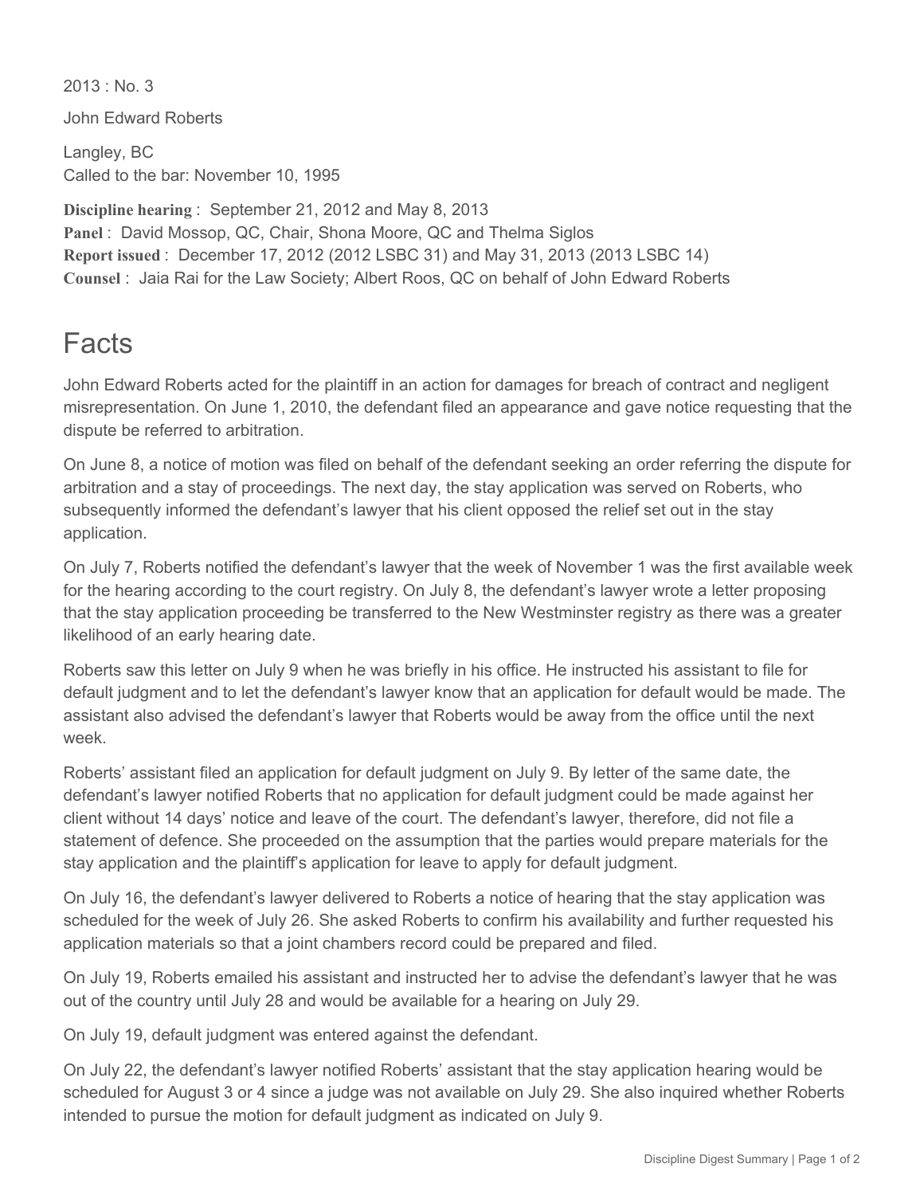2013 : No. 3

John Edward Roberts

Langley, BC
Called to the bar: November 10, 1995

**Discipline hearing** : September 21, 2012 and May 8, 2013
**Panel** : David Mossop, QC, Chair, Shona Moore, QC and Thelma Siglos
**Report issued** : December 17, 2012 (2012 LSBC 31) and May 31, 2013 (2013 LSBC 14)
**Counsel** : Jaia Rai for the Law Society; Albert Roos, QC on behalf of John Edward Roberts

# Facts

John Edward Roberts acted for the plaintiff in an action for damages for breach of contract and negligent misrepresentation. On June 1, 2010, the defendant filed an appearance and gave notice requesting that the dispute be referred to arbitration.

On June 8, a notice of motion was filed on behalf of the defendant seeking an order referring the dispute for arbitration and a stay of proceedings. The next day, the stay application was served on Roberts, who subsequently informed the defendant's lawyer that his client opposed the relief set out in the stay application.

On July 7, Roberts notified the defendant's lawyer that the week of November 1 was the first available week for the hearing according to the court registry. On July 8, the defendant's lawyer wrote a letter proposing that the stay application proceeding be transferred to the New Westminster registry as there was a greater likelihood of an early hearing date.

Roberts saw this letter on July 9 when he was briefly in his office. He instructed his assistant to file for default judgment and to let the defendant's lawyer know that an application for default would be made. The assistant also advised the defendant's lawyer that Roberts would be away from the office until the next week.

Roberts' assistant filed an application for default judgment on July 9. By letter of the same date, the defendant's lawyer notified Roberts that no application for default judgment could be made against her client without 14 days' notice and leave of the court. The defendant's lawyer, therefore, did not file a statement of defence. She proceeded on the assumption that the parties would prepare materials for the stay application and the plaintiff's application for leave to apply for default judgment.

On July 16, the defendant's lawyer delivered to Roberts a notice of hearing that the stay application was scheduled for the week of July 26. She asked Roberts to confirm his availability and further requested his application materials so that a joint chambers record could be prepared and filed.

On July 19, Roberts emailed his assistant and instructed her to advise the defendant's lawyer that he was out of the country until July 28 and would be available for a hearing on July 29.

On July 19, default judgment was entered against the defendant.

On July 22, the defendant's lawyer notified Roberts' assistant that the stay application hearing would be scheduled for August 3 or 4 since a judge was not available on July 29. She also inquired whether Roberts intended to pursue the motion for default judgment as indicated on July 9.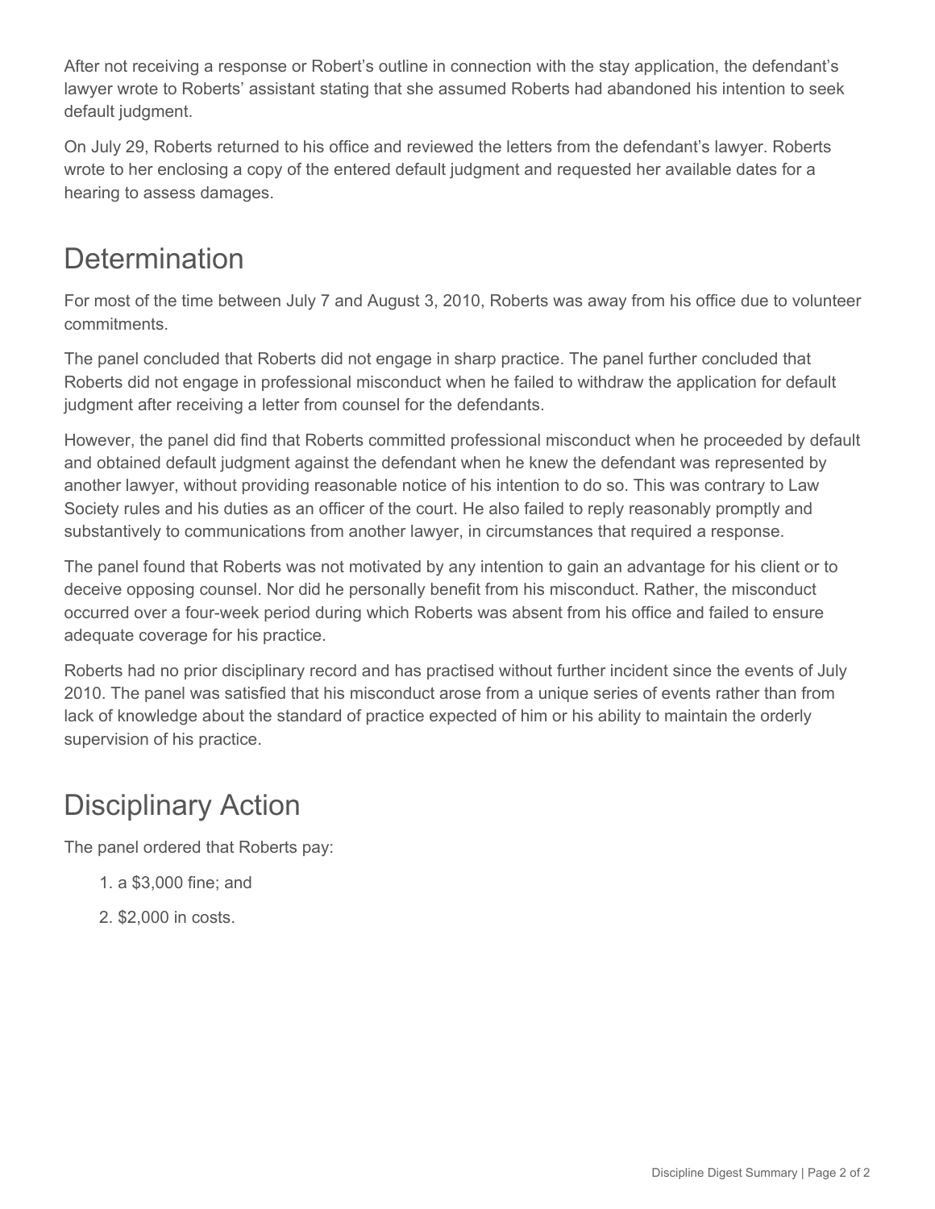After not receiving a response or Robert's outline in connection with the stay application, the defendant's lawyer wrote to Roberts' assistant stating that she assumed Roberts had abandoned his intention to seek default judgment.

On July 29, Roberts returned to his office and reviewed the letters from the defendant's lawyer. Roberts wrote to her enclosing a copy of the entered default judgment and requested her available dates for a hearing to assess damages.

## Determination

For most of the time between July 7 and August 3, 2010, Roberts was away from his office due to volunteer commitments.

The panel concluded that Roberts did not engage in sharp practice. The panel further concluded that Roberts did not engage in professional misconduct when he failed to withdraw the application for default judgment after receiving a letter from counsel for the defendants.

However, the panel did find that Roberts committed professional misconduct when he proceeded by default and obtained default judgment against the defendant when he knew the defendant was represented by another lawyer, without providing reasonable notice of his intention to do so. This was contrary to Law Society rules and his duties as an officer of the court. He also failed to reply reasonably promptly and substantively to communications from another lawyer, in circumstances that required a response.

The panel found that Roberts was not motivated by any intention to gain an advantage for his client or to deceive opposing counsel. Nor did he personally benefit from his misconduct. Rather, the misconduct occurred over a four-week period during which Roberts was absent from his office and failed to ensure adequate coverage for his practice.

Roberts had no prior disciplinary record and has practised without further incident since the events of July 2010. The panel was satisfied that his misconduct arose from a unique series of events rather than from lack of knowledge about the standard of practice expected of him or his ability to maintain the orderly supervision of his practice.

## Disciplinary Action

The panel ordered that Roberts pay:

1. a $3,000 fine; and
2. $2,000 in costs.